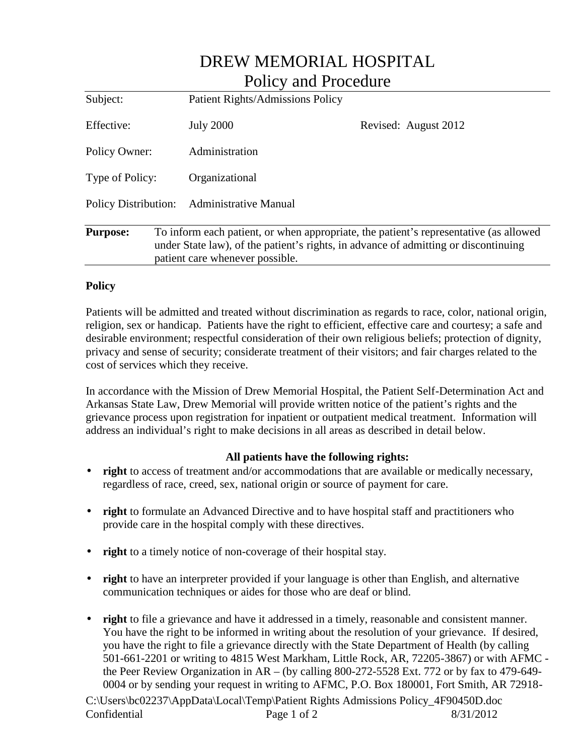# DREW MEMORIAL HOSPITAL
## Policy and Procedure

| | | |
|---|---|---|
| Subject: | Patient Rights/Admissions Policy | |
| Effective: | July 2000 | Revised: August 2012 |
| Policy Owner: | Administration | |
| Type of Policy: | Organizational | |
| Policy Distribution: | Administrative Manual | |

**Purpose:** To inform each patient, or when appropriate, the patient's representative (as allowed under State law), of the patient's rights, in advance of admitting or discontinuing patient care whenever possible.

**Policy**

Patients will be admitted and treated without discrimination as regards to race, color, national origin, religion, sex or handicap. Patients have the right to efficient, effective care and courtesy; a safe and desirable environment; respectful consideration of their own religious beliefs; protection of dignity, privacy and sense of security; considerate treatment of their visitors; and fair charges related to the cost of services which they receive.

In accordance with the Mission of Drew Memorial Hospital, the Patient Self-Determination Act and Arkansas State Law, Drew Memorial will provide written notice of the patient's rights and the grievance process upon registration for inpatient or outpatient medical treatment. Information will address an individual's right to make decisions in all areas as described in detail below.

**All patients have the following rights:**

- **right** to access of treatment and/or accommodations that are available or medically necessary, regardless of race, creed, sex, national origin or source of payment for care.
- **right** to formulate an Advanced Directive and to have hospital staff and practitioners who provide care in the hospital comply with these directives.
- **right** to a timely notice of non-coverage of their hospital stay.
- **right** to have an interpreter provided if your language is other than English, and alternative communication techniques or aides for those who are deaf or blind.
- **right** to file a grievance and have it addressed in a timely, reasonable and consistent manner. You have the right to be informed in writing about the resolution of your grievance. If desired, you have the right to file a grievance directly with the State Department of Health (by calling 501-661-2201 or writing to 4815 West Markham, Little Rock, AR, 72205-3867) or with AFMC - the Peer Review Organization in AR – (by calling 800-272-5528 Ext. 772 or by fax to 479-649-0004 or by sending your request in writing to AFMC, P.O. Box 180001, Fort Smith, AR 72918-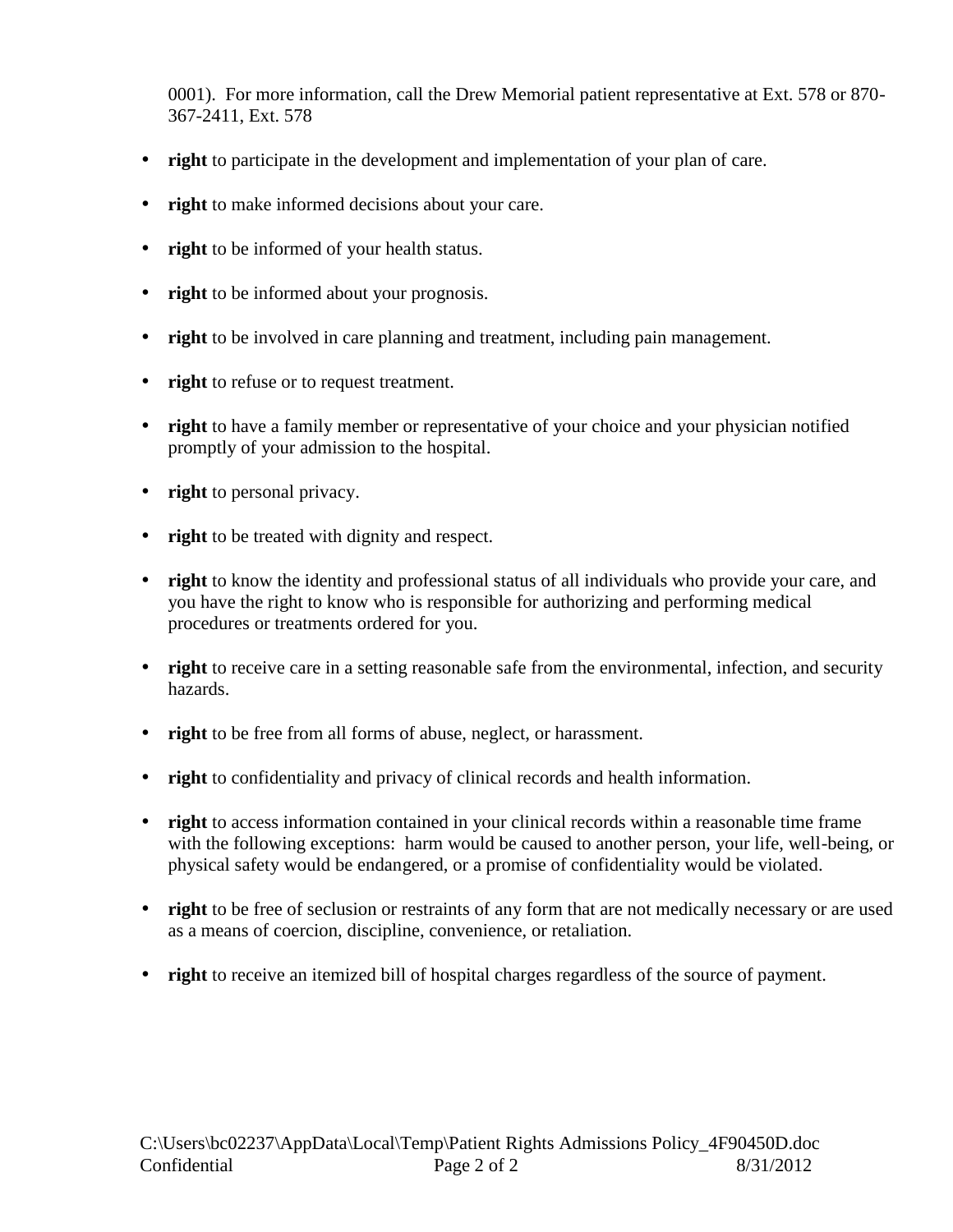0001). For more information, call the Drew Memorial patient representative at Ext. 578 or 870-367-2411, Ext. 578

- **right** to participate in the development and implementation of your plan of care.
- **right** to make informed decisions about your care.
- **right** to be informed of your health status.
- **right** to be informed about your prognosis.
- **right** to be involved in care planning and treatment, including pain management.
- **right** to refuse or to request treatment.
- **right** to have a family member or representative of your choice and your physician notified promptly of your admission to the hospital.
- **right** to personal privacy.
- **right** to be treated with dignity and respect.
- **right** to know the identity and professional status of all individuals who provide your care, and you have the right to know who is responsible for authorizing and performing medical procedures or treatments ordered for you.
- **right** to receive care in a setting reasonable safe from the environmental, infection, and security hazards.
- **right** to be free from all forms of abuse, neglect, or harassment.
- **right** to confidentiality and privacy of clinical records and health information.
- **right** to access information contained in your clinical records within a reasonable time frame with the following exceptions: harm would be caused to another person, your life, well-being, or physical safety would be endangered, or a promise of confidentiality would be violated.
- **right** to be free of seclusion or restraints of any form that are not medically necessary or are used as a means of coercion, discipline, convenience, or retaliation.
- **right** to receive an itemized bill of hospital charges regardless of the source of payment.